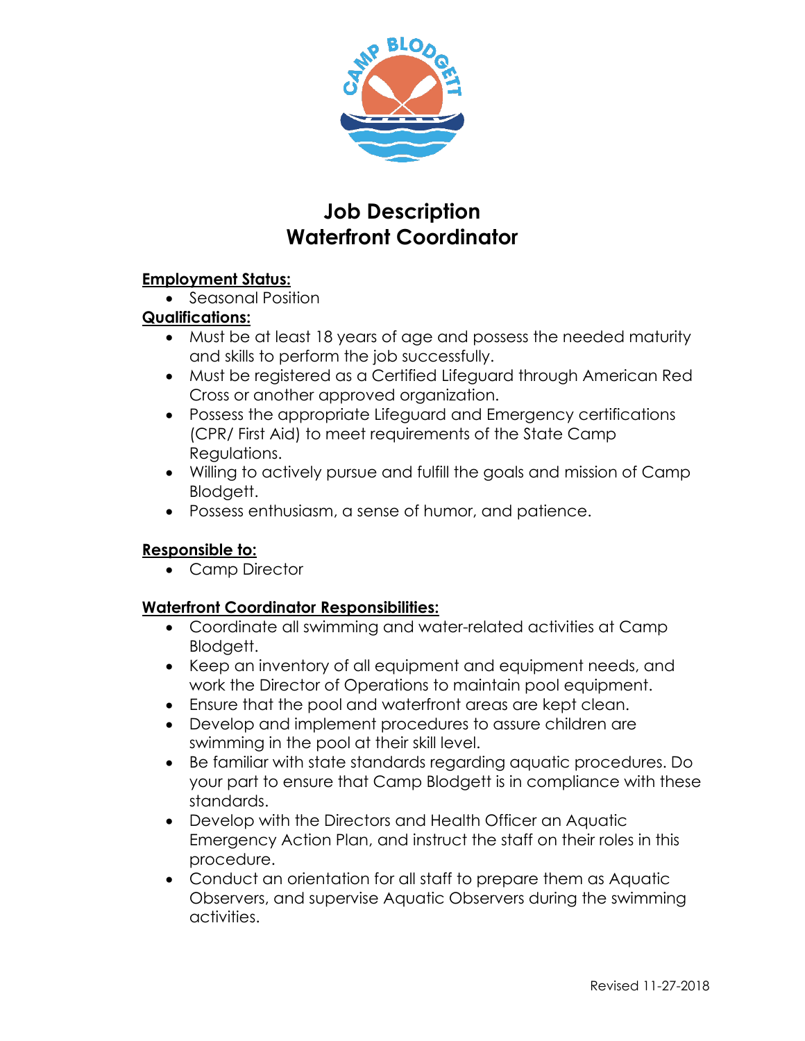# Job Description
# Waterfront Coordinator

**Employment Status:**

- Seasonal Position

**Qualifications:**

- Must be at least 18 years of age and possess the needed maturity and skills to perform the job successfully.
- Must be registered as a Certified Lifeguard through American Red Cross or another approved organization.
- Possess the appropriate Lifeguard and Emergency certifications (CPR/ First Aid) to meet requirements of the State Camp Regulations.
- Willing to actively pursue and fulfill the goals and mission of Camp Blodgett.
- Possess enthusiasm, a sense of humor, and patience.

**Responsible to:**

- Camp Director

**Waterfront Coordinator Responsibilities:**

- Coordinate all swimming and water-related activities at Camp Blodgett.
- Keep an inventory of all equipment and equipment needs, and work the Director of Operations to maintain pool equipment.
- Ensure that the pool and waterfront areas are kept clean.
- Develop and implement procedures to assure children are swimming in the pool at their skill level.
- Be familiar with state standards regarding aquatic procedures. Do your part to ensure that Camp Blodgett is in compliance with these standards.
- Develop with the Directors and Health Officer an Aquatic Emergency Action Plan, and instruct the staff on their roles in this procedure.
- Conduct an orientation for all staff to prepare them as Aquatic Observers, and supervise Aquatic Observers during the swimming activities.

Revised 11-27-2018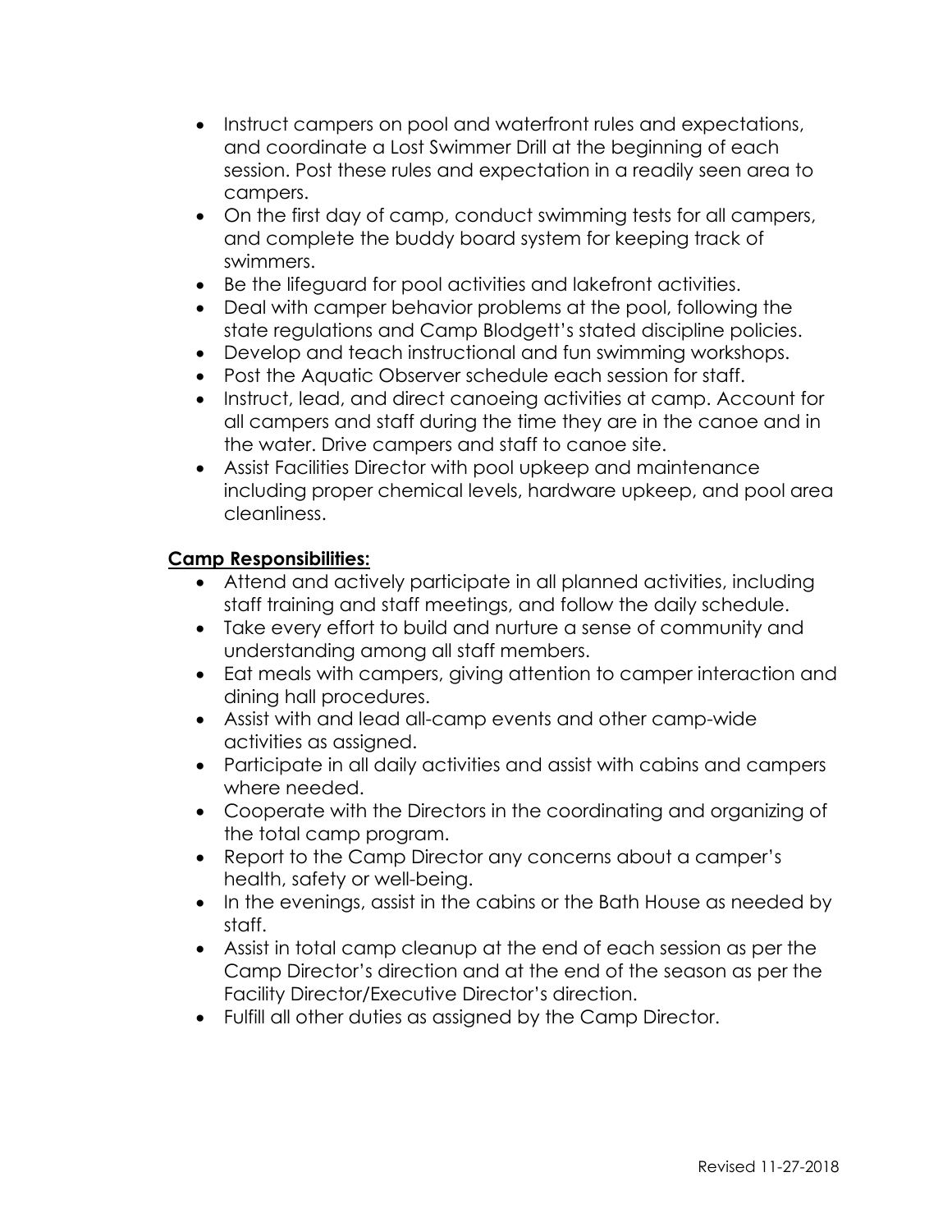- Instruct campers on pool and waterfront rules and expectations, and coordinate a Lost Swimmer Drill at the beginning of each session. Post these rules and expectation in a readily seen area to campers.
- On the first day of camp, conduct swimming tests for all campers, and complete the buddy board system for keeping track of swimmers.
- Be the lifeguard for pool activities and lakefront activities.
- Deal with camper behavior problems at the pool, following the state regulations and Camp Blodgett's stated discipline policies.
- Develop and teach instructional and fun swimming workshops.
- Post the Aquatic Observer schedule each session for staff.
- Instruct, lead, and direct canoeing activities at camp. Account for all campers and staff during the time they are in the canoe and in the water. Drive campers and staff to canoe site.
- Assist Facilities Director with pool upkeep and maintenance including proper chemical levels, hardware upkeep, and pool area cleanliness.

**Camp Responsibilities:**

- Attend and actively participate in all planned activities, including staff training and staff meetings, and follow the daily schedule.
- Take every effort to build and nurture a sense of community and understanding among all staff members.
- Eat meals with campers, giving attention to camper interaction and dining hall procedures.
- Assist with and lead all-camp events and other camp-wide activities as assigned.
- Participate in all daily activities and assist with cabins and campers where needed.
- Cooperate with the Directors in the coordinating and organizing of the total camp program.
- Report to the Camp Director any concerns about a camper's health, safety or well-being.
- In the evenings, assist in the cabins or the Bath House as needed by staff.
- Assist in total camp cleanup at the end of each session as per the Camp Director's direction and at the end of the season as per the Facility Director/Executive Director's direction.
- Fulfill all other duties as assigned by the Camp Director.

Revised 11-27-2018